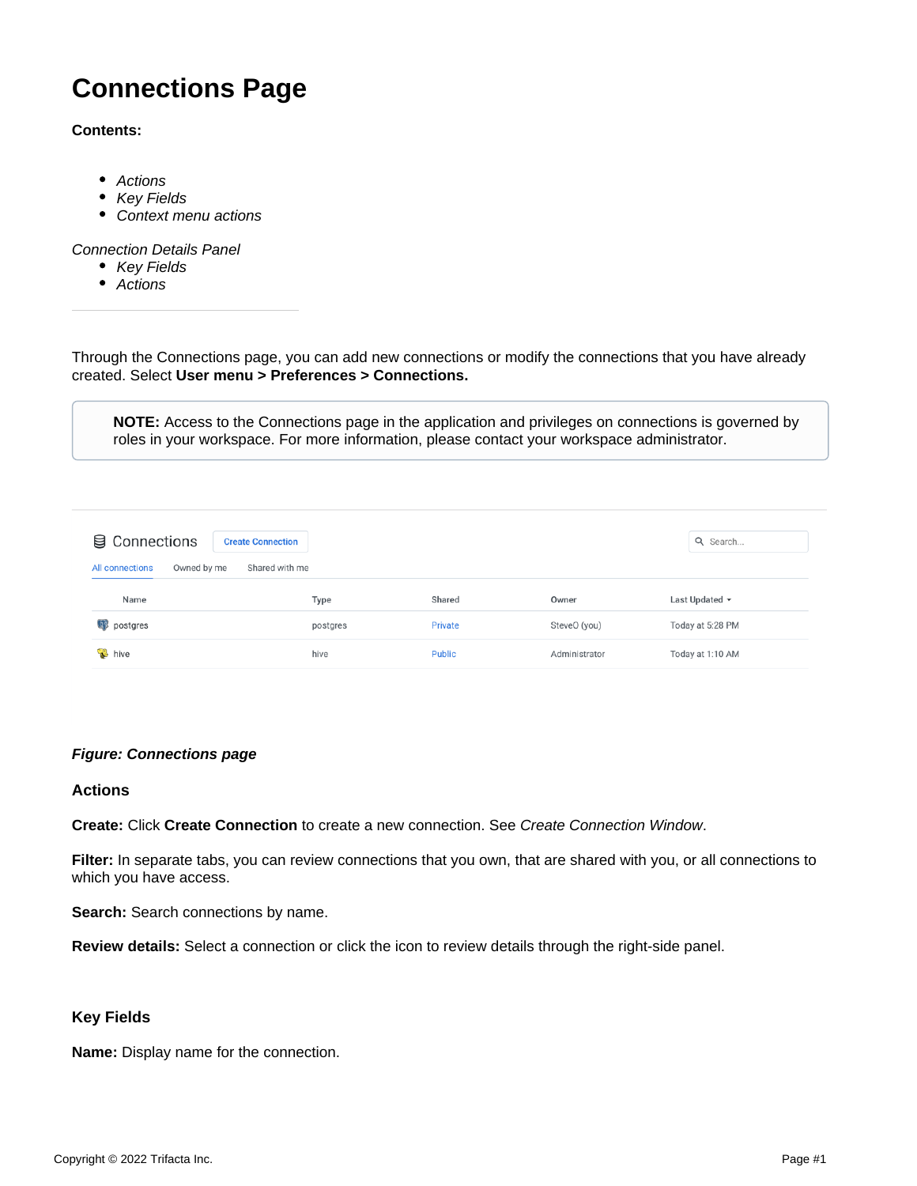# Connections Page

**Contents:**

- *Actions*
- *Key Fields*
- *Context menu actions*

*Connection Details Panel*

- *Key Fields*
- *Actions*

---

Through the Connections page, you can add new connections or modify the connections that you have already created. Select **User menu > Preferences > Connections.**

> **NOTE:** Access to the Connections page in the application and privileges on connections is governed by roles in your workspace. For more information, please contact your workspace administrator.

***Figure: Connections page***

### Actions

**Create:** Click **Create Connection** to create a new connection. See *Create Connection Window*.

**Filter:** In separate tabs, you can review connections that you own, that are shared with you, or all connections to which you have access.

**Search:** Search connections by name.

**Review details:** Select a connection or click the icon to review details through the right-side panel.

### Key Fields

**Name:** Display name for the connection.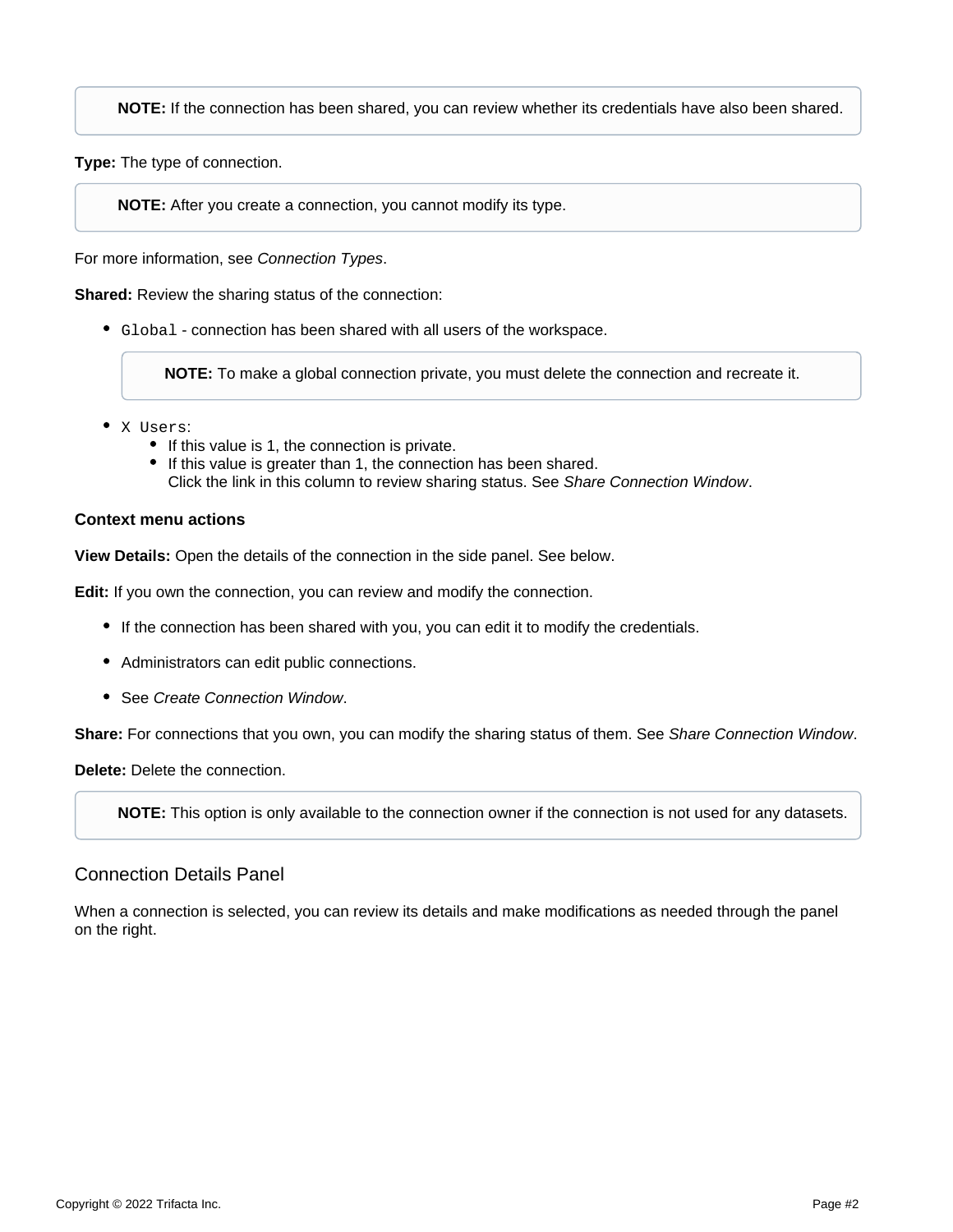> **NOTE:** If the connection has been shared, you can review whether its credentials have also been shared.

**Type:** The type of connection.

> **NOTE:** After you create a connection, you cannot modify its type.

For more information, see *Connection Types*.

**Shared:** Review the sharing status of the connection:

- `Global` - connection has been shared with all users of the workspace.

  > **NOTE:** To make a global connection private, you must delete the connection and recreate it.

- `X Users`:
  - If this value is 1, the connection is private.
  - If this value is greater than 1, the connection has been shared.
    Click the link in this column to review sharing status. See *Share Connection Window*.

#### Context menu actions

**View Details:** Open the details of the connection in the side panel. See below.

**Edit:** If you own the connection, you can review and modify the connection.

- If the connection has been shared with you, you can edit it to modify the credentials.
- Administrators can edit public connections.
- See *Create Connection Window*.

**Share:** For connections that you own, you can modify the sharing status of them. See *Share Connection Window*.

**Delete:** Delete the connection.

> **NOTE:** This option is only available to the connection owner if the connection is not used for any datasets.

## Connection Details Panel

When a connection is selected, you can review its details and make modifications as needed through the panel on the right.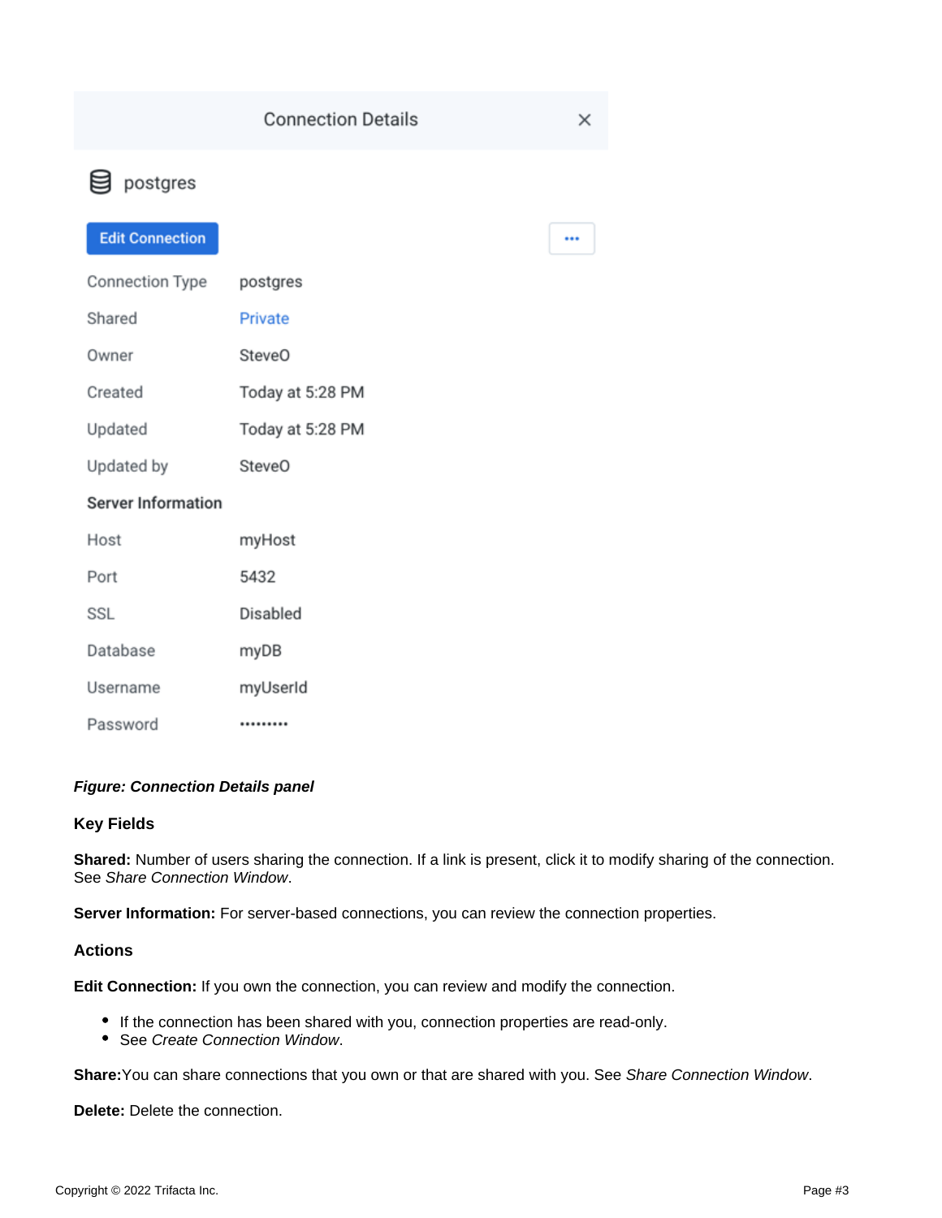Connection Details

postgres

Edit Connection

| | |
|---|---|
| Connection Type | postgres |
| Shared | Private |
| Owner | SteveO |
| Created | Today at 5:28 PM |
| Updated | Today at 5:28 PM |
| Updated by | SteveO |

**Server Information**

| | |
|---|---|
| Host | myHost |
| Port | 5432 |
| SSL | Disabled |
| Database | myDB |
| Username | myUserId |
| Password | ••••••••• |

***Figure: Connection Details panel***

### Key Fields

**Shared:** Number of users sharing the connection. If a link is present, click it to modify sharing of the connection. See *Share Connection Window*.

**Server Information:** For server-based connections, you can review the connection properties.

### Actions

**Edit Connection:** If you own the connection, you can review and modify the connection.

- If the connection has been shared with you, connection properties are read-only.
- See *Create Connection Window*.

**Share:**You can share connections that you own or that are shared with you. See *Share Connection Window*.

**Delete:** Delete the connection.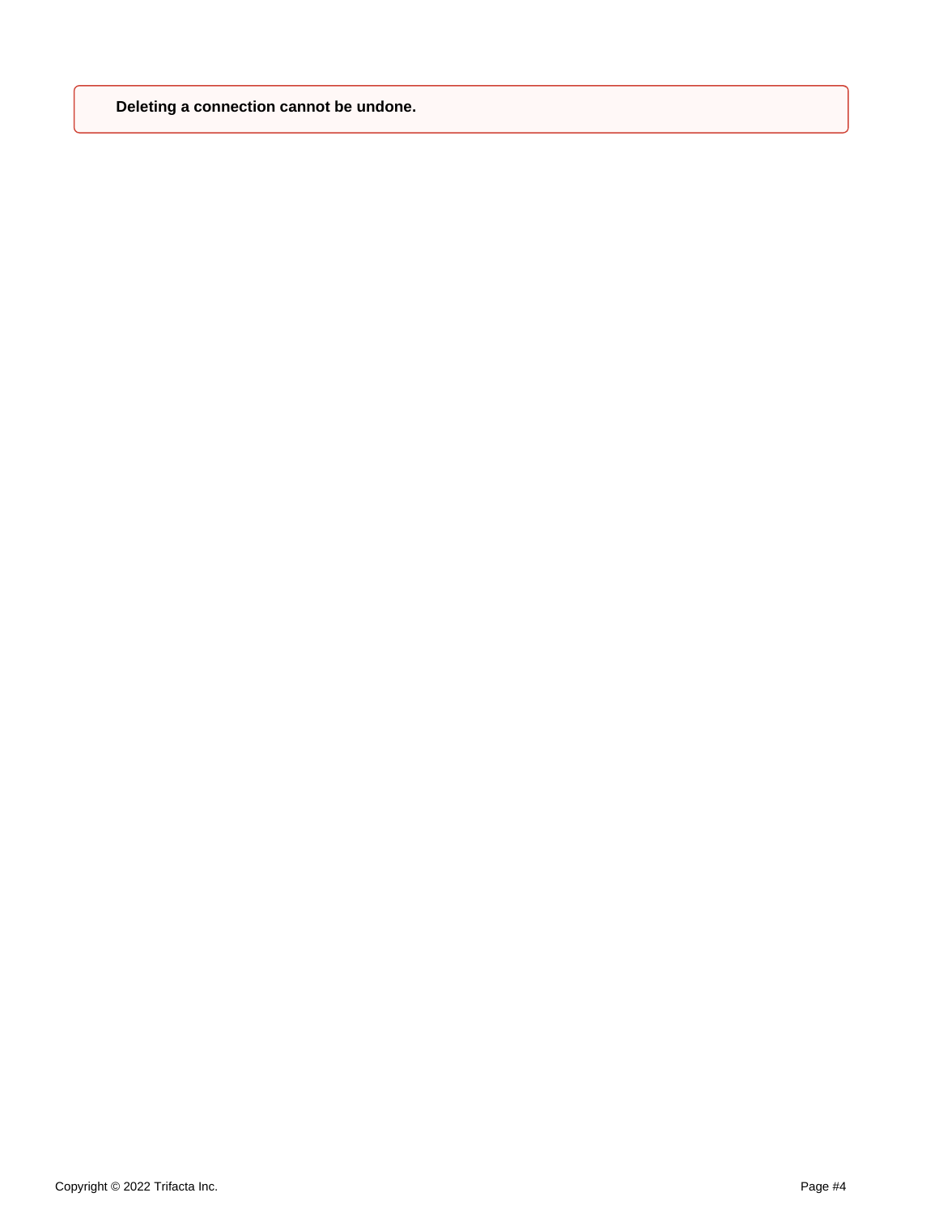**Deleting a connection cannot be undone.**